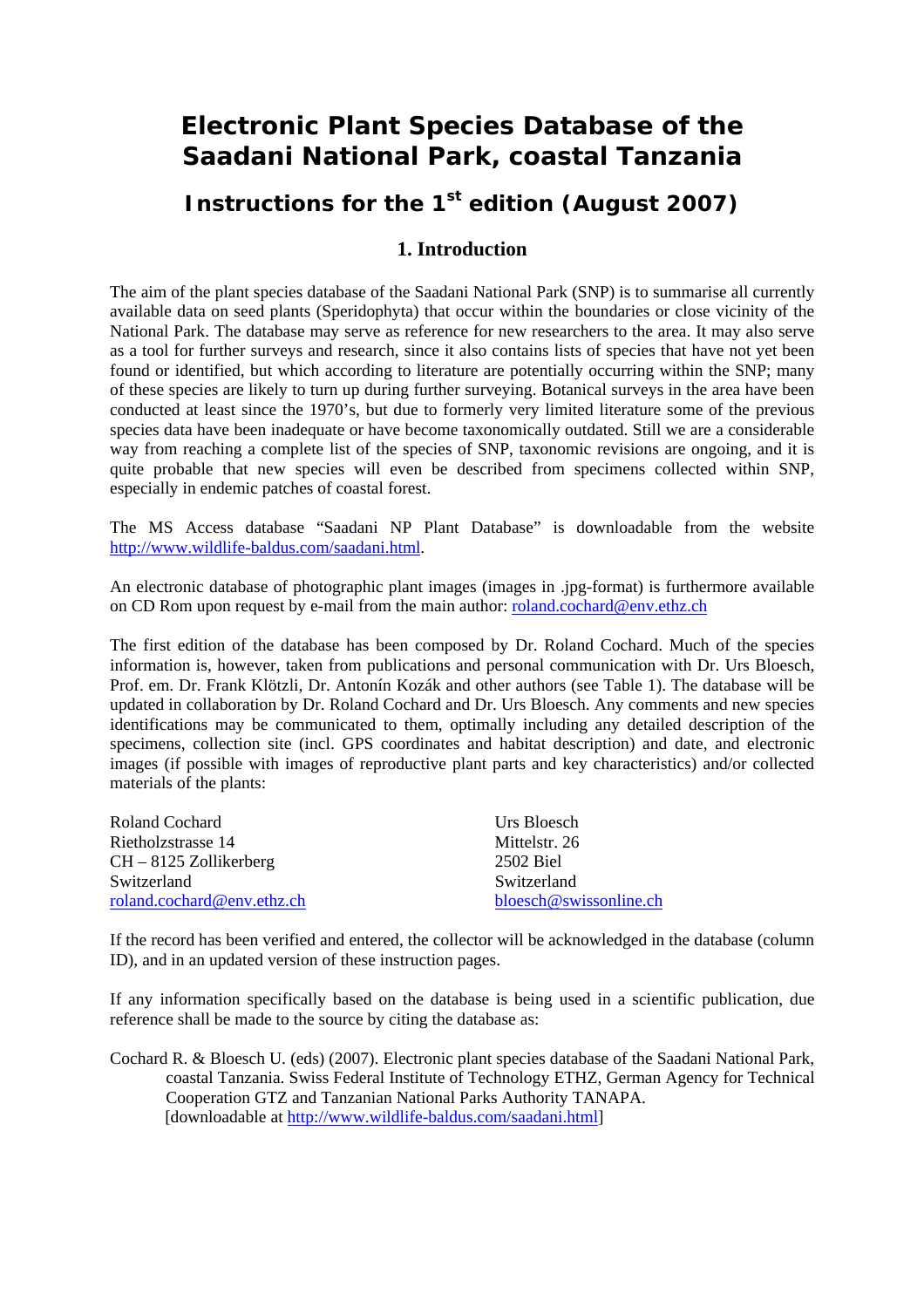# Electronic Plant Species Database of the Saadani National Park, coastal Tanzania

## Instructions for the 1st edition (August 2007)

### 1. Introduction

The aim of the plant species database of the Saadani National Park (SNP) is to summarise all currently available data on seed plants (Speridophyta) that occur within the boundaries or close vicinity of the National Park. The database may serve as reference for new researchers to the area. It may also serve as a tool for further surveys and research, since it also contains lists of species that have not yet been found or identified, but which according to literature are potentially occurring within the SNP; many of these species are likely to turn up during further surveying. Botanical surveys in the area have been conducted at least since the 1970's, but due to formerly very limited literature some of the previous species data have been inadequate or have become taxonomically outdated. Still we are a considerable way from reaching a complete list of the species of SNP, taxonomic revisions are ongoing, and it is quite probable that new species will even be described from specimens collected within SNP, especially in endemic patches of coastal forest.

The MS Access database "Saadani NP Plant Database" is downloadable from the website http://www.wildlife-baldus.com/saadani.html.

An electronic database of photographic plant images (images in .jpg-format) is furthermore available on CD Rom upon request by e-mail from the main author: roland.cochard@env.ethz.ch

The first edition of the database has been composed by Dr. Roland Cochard. Much of the species information is, however, taken from publications and personal communication with Dr. Urs Bloesch, Prof. em. Dr. Frank Klötzli, Dr. Antonín Kozák and other authors (see Table 1). The database will be updated in collaboration by Dr. Roland Cochard and Dr. Urs Bloesch. Any comments and new species identifications may be communicated to them, optimally including any detailed description of the specimens, collection site (incl. GPS coordinates and habitat description) and date, and electronic images (if possible with images of reproductive plant parts and key characteristics) and/or collected materials of the plants:

Roland Cochard  
Rietholzstrasse 14  
CH – 8125 Zollikerberg  
Switzerland  
roland.cochard@env.ethz.ch

Urs Bloesch  
Mittelstr. 26  
2502 Biel  
Switzerland  
bloesch@swissonline.ch

If the record has been verified and entered, the collector will be acknowledged in the database (column ID), and in an updated version of these instruction pages.

If any information specifically based on the database is being used in a scientific publication, due reference shall be made to the source by citing the database as:

Cochard R. & Bloesch U. (eds) (2007). Electronic plant species database of the Saadani National Park, coastal Tanzania. Swiss Federal Institute of Technology ETHZ, German Agency for Technical Cooperation GTZ and Tanzanian National Parks Authority TANAPA. [downloadable at http://www.wildlife-baldus.com/saadani.html]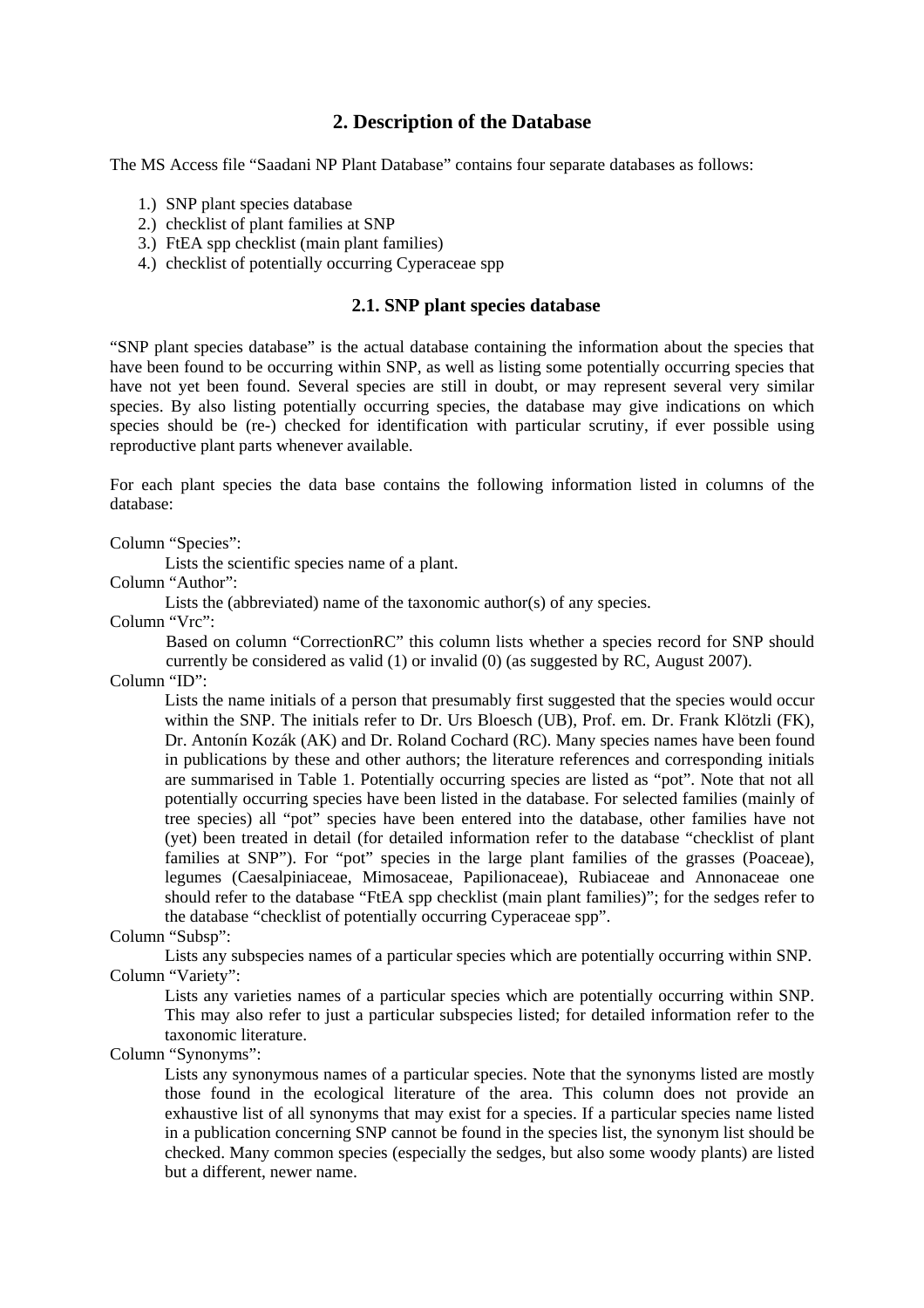## 2. Description of the Database

The MS Access file "Saadani NP Plant Database" contains four separate databases as follows:

1.) SNP plant species database
2.) checklist of plant families at SNP
3.) FtEA spp checklist (main plant families)
4.) checklist of potentially occurring Cyperaceae spp

### 2.1. SNP plant species database

"SNP plant species database" is the actual database containing the information about the species that have been found to be occurring within SNP, as well as listing some potentially occurring species that have not yet been found. Several species are still in doubt, or may represent several very similar species. By also listing potentially occurring species, the database may give indications on which species should be (re-) checked for identification with particular scrutiny, if ever possible using reproductive plant parts whenever available.

For each plant species the data base contains the following information listed in columns of the database:

Column "Species":
: Lists the scientific species name of a plant.

Column "Author":
: Lists the (abbreviated) name of the taxonomic author(s) of any species.

Column "Vrc":
: Based on column "CorrectionRC" this column lists whether a species record for SNP should currently be considered as valid (1) or invalid (0) (as suggested by RC, August 2007).

Column "ID":
: Lists the name initials of a person that presumably first suggested that the species would occur within the SNP. The initials refer to Dr. Urs Bloesch (UB), Prof. em. Dr. Frank Klötzli (FK), Dr. Antonín Kozák (AK) and Dr. Roland Cochard (RC). Many species names have been found in publications by these and other authors; the literature references and corresponding initials are summarised in Table 1. Potentially occurring species are listed as "pot". Note that not all potentially occurring species have been listed in the database. For selected families (mainly of tree species) all "pot" species have been entered into the database, other families have not (yet) been treated in detail (for detailed information refer to the database "checklist of plant families at SNP"). For "pot" species in the large plant families of the grasses (Poaceae), legumes (Caesalpiniaceae, Mimosaceae, Papilionaceae), Rubiaceae and Annonaceae one should refer to the database "FtEA spp checklist (main plant families)"; for the sedges refer to the database "checklist of potentially occurring Cyperaceae spp".

Column "Subsp":
: Lists any subspecies names of a particular species which are potentially occurring within SNP.

Column "Variety":
: Lists any varieties names of a particular species which are potentially occurring within SNP. This may also refer to just a particular subspecies listed; for detailed information refer to the taxonomic literature.

Column "Synonyms":
: Lists any synonymous names of a particular species. Note that the synonyms listed are mostly those found in the ecological literature of the area. This column does not provide an exhaustive list of all synonyms that may exist for a species. If a particular species name listed in a publication concerning SNP cannot be found in the species list, the synonym list should be checked. Many common species (especially the sedges, but also some woody plants) are listed but a different, newer name.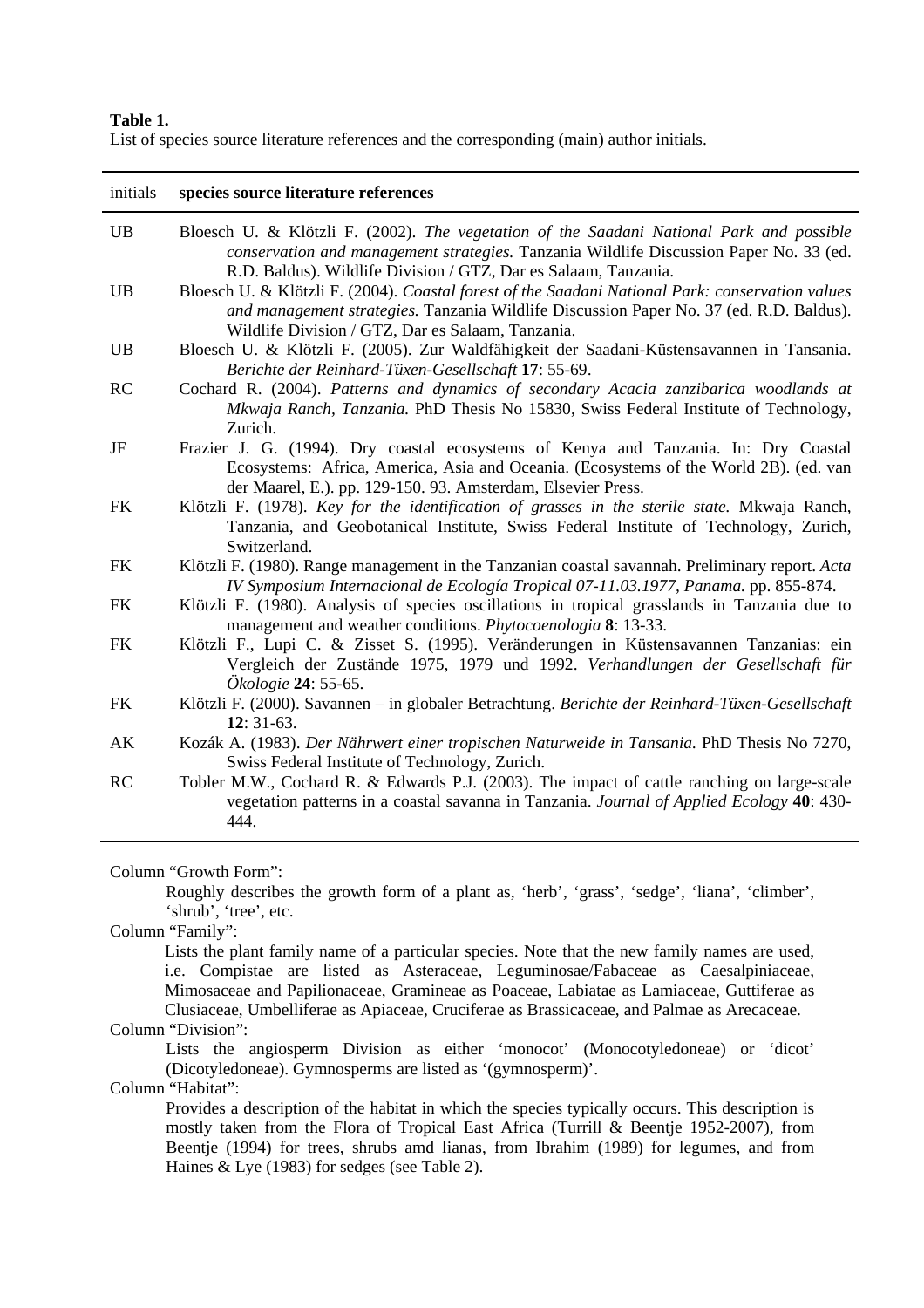**Table 1.**
List of species source literature references and the corresponding (main) author initials.

| initials | species source literature references |
|---|---|
| UB | Bloesch U. & Klötzli F. (2002). *The vegetation of the Saadani National Park and possible conservation and management strategies.* Tanzania Wildlife Discussion Paper No. 33 (ed. R.D. Baldus). Wildlife Division / GTZ, Dar es Salaam, Tanzania. |
| UB | Bloesch U. & Klötzli F. (2004). *Coastal forest of the Saadani National Park: conservation values and management strategies.* Tanzania Wildlife Discussion Paper No. 37 (ed. R.D. Baldus). Wildlife Division / GTZ, Dar es Salaam, Tanzania. |
| UB | Bloesch U. & Klötzli F. (2005). Zur Waldfähigkeit der Saadani-Küstensavannen in Tansania. *Berichte der Reinhard-Tüxen-Gesellschaft* **17**: 55-69. |
| RC | Cochard R. (2004). *Patterns and dynamics of secondary Acacia zanzibarica woodlands at Mkwaja Ranch, Tanzania.* PhD Thesis No 15830, Swiss Federal Institute of Technology, Zurich. |
| JF | Frazier J. G. (1994). Dry coastal ecosystems of Kenya and Tanzania. In: Dry Coastal Ecosystems: Africa, America, Asia and Oceania. (Ecosystems of the World 2B). (ed. van der Maarel, E.). pp. 129-150. 93. Amsterdam, Elsevier Press. |
| FK | Klötzli F. (1978). *Key for the identification of grasses in the sterile state.* Mkwaja Ranch, Tanzania, and Geobotanical Institute, Swiss Federal Institute of Technology, Zurich, Switzerland. |
| FK | Klötzli F. (1980). Range management in the Tanzanian coastal savannah. Preliminary report. *Acta IV Symposium Internacional de Ecología Tropical 07-11.03.1977, Panama.* pp. 855-874. |
| FK | Klötzli F. (1980). Analysis of species oscillations in tropical grasslands in Tanzania due to management and weather conditions. *Phytocoenologia* **8**: 13-33. |
| FK | Klötzli F., Lupi C. & Zisset S. (1995). Veränderungen in Küstensavannen Tanzanias: ein Vergleich der Zustände 1975, 1979 und 1992. *Verhandlungen der Gesellschaft für Ökologie* **24**: 55-65. |
| FK | Klötzli F. (2000). Savannen – in globaler Betrachtung. *Berichte der Reinhard-Tüxen-Gesellschaft* **12**: 31-63. |
| AK | Kozák A. (1983). *Der Nährwert einer tropischen Naturweide in Tansania.* PhD Thesis No 7270, Swiss Federal Institute of Technology, Zurich. |
| RC | Tobler M.W., Cochard R. & Edwards P.J. (2003). The impact of cattle ranching on large-scale vegetation patterns in a coastal savanna in Tanzania. *Journal of Applied Ecology* **40**: 430-444. |

Column "Growth Form":

Roughly describes the growth form of a plant as, 'herb', 'grass', 'sedge', 'liana', 'climber', 'shrub', 'tree', etc.

Column "Family":

Lists the plant family name of a particular species. Note that the new family names are used, i.e. Compistae are listed as Asteraceae, Leguminosae/Fabaceae as Caesalpiniaceae, Mimosaceae and Papilionaceae, Gramineae as Poaceae, Labiatae as Lamiaceae, Guttiferae as Clusiaceae, Umbelliferae as Apiaceae, Cruciferae as Brassicaceae, and Palmae as Arecaceae.

Column "Division":

Lists the angiosperm Division as either 'monocot' (Monocotyledoneae) or 'dicot' (Dicotyledoneae). Gymnosperms are listed as '(gymnosperm)'.

Column "Habitat":

Provides a description of the habitat in which the species typically occurs. This description is mostly taken from the Flora of Tropical East Africa (Turrill & Beentje 1952-2007), from Beentje (1994) for trees, shrubs amd lianas, from Ibrahim (1989) for legumes, and from Haines & Lye (1983) for sedges (see Table 2).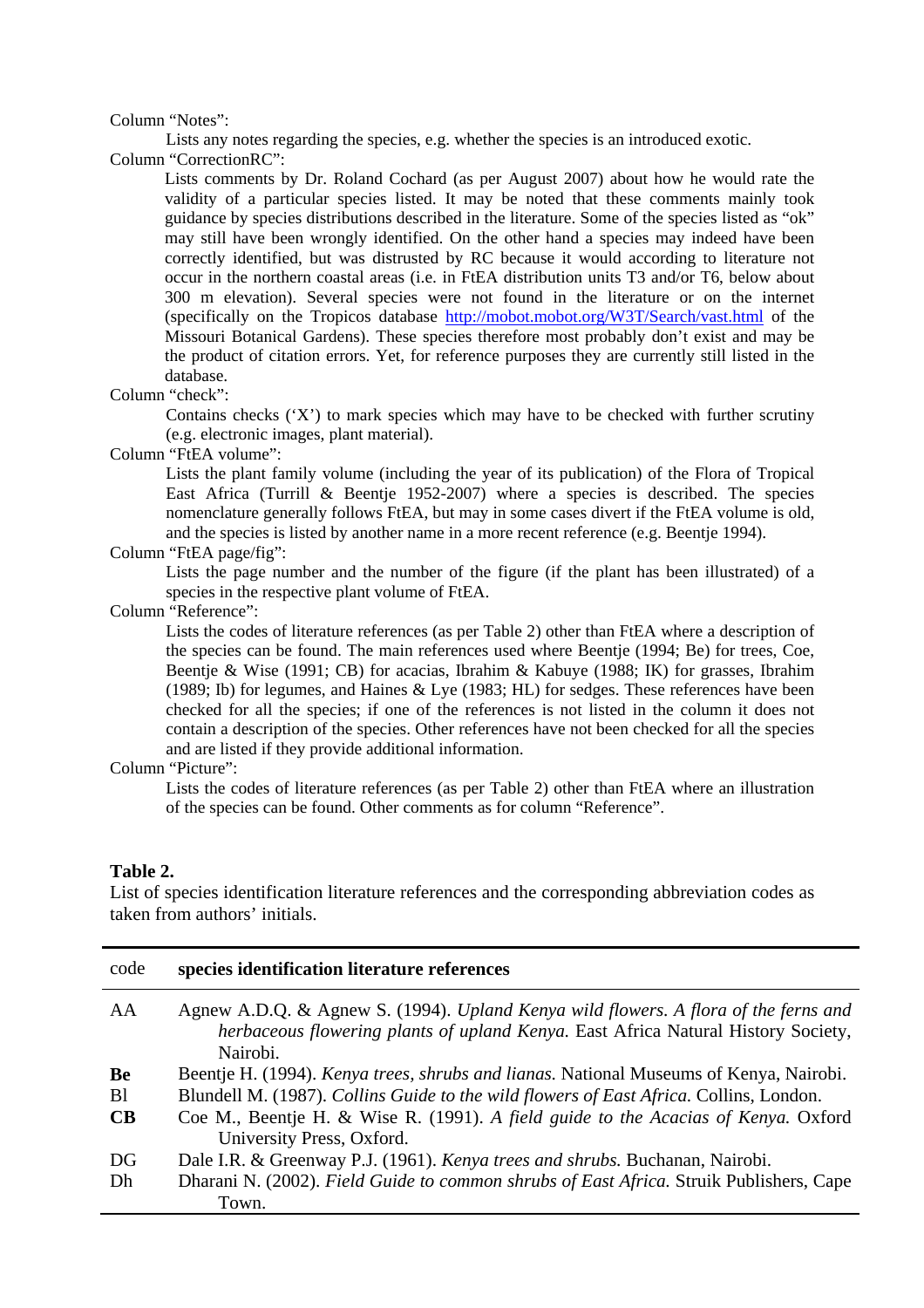Column "Notes":

Lists any notes regarding the species, e.g. whether the species is an introduced exotic.

Column "CorrectionRC":

Lists comments by Dr. Roland Cochard (as per August 2007) about how he would rate the validity of a particular species listed. It may be noted that these comments mainly took guidance by species distributions described in the literature. Some of the species listed as "ok" may still have been wrongly identified. On the other hand a species may indeed have been correctly identified, but was distrusted by RC because it would according to literature not occur in the northern coastal areas (i.e. in FtEA distribution units T3 and/or T6, below about 300 m elevation). Several species were not found in the literature or on the internet (specifically on the Tropicos database http://mobot.mobot.org/W3T/Search/vast.html of the Missouri Botanical Gardens). These species therefore most probably don't exist and may be the product of citation errors. Yet, for reference purposes they are currently still listed in the database.

Column "check":

Contains checks ('X') to mark species which may have to be checked with further scrutiny (e.g. electronic images, plant material).

Column "FtEA volume":

Lists the plant family volume (including the year of its publication) of the Flora of Tropical East Africa (Turrill & Beentje 1952-2007) where a species is described. The species nomenclature generally follows FtEA, but may in some cases divert if the FtEA volume is old, and the species is listed by another name in a more recent reference (e.g. Beentje 1994).

Column "FtEA page/fig":

Lists the page number and the number of the figure (if the plant has been illustrated) of a species in the respective plant volume of FtEA.

Column "Reference":

Lists the codes of literature references (as per Table 2) other than FtEA where a description of the species can be found. The main references used where Beentje (1994; Be) for trees, Coe, Beentje & Wise (1991; CB) for acacias, Ibrahim & Kabuye (1988; IK) for grasses, Ibrahim (1989; Ib) for legumes, and Haines & Lye (1983; HL) for sedges. These references have been checked for all the species; if one of the references is not listed in the column it does not contain a description of the species. Other references have not been checked for all the species and are listed if they provide additional information.

Column "Picture":

Lists the codes of literature references (as per Table 2) other than FtEA where an illustration of the species can be found. Other comments as for column "Reference".

**Table 2.**

List of species identification literature references and the corresponding abbreviation codes as taken from authors' initials.

| code | **species identification literature references** |
|---|---|
| AA | Agnew A.D.Q. & Agnew S. (1994). *Upland Kenya wild flowers. A flora of the ferns and herbaceous flowering plants of upland Kenya.* East Africa Natural History Society, Nairobi. |
| **Be** | Beentje H. (1994). *Kenya trees, shrubs and lianas.* National Museums of Kenya, Nairobi. |
| Bl | Blundell M. (1987). *Collins Guide to the wild flowers of East Africa.* Collins, London. |
| **CB** | Coe M., Beentje H. & Wise R. (1991). *A field guide to the Acacias of Kenya.* Oxford University Press, Oxford. |
| DG | Dale I.R. & Greenway P.J. (1961). *Kenya trees and shrubs.* Buchanan, Nairobi. |
| Dh | Dharani N. (2002). *Field Guide to common shrubs of East Africa.* Struik Publishers, Cape Town. |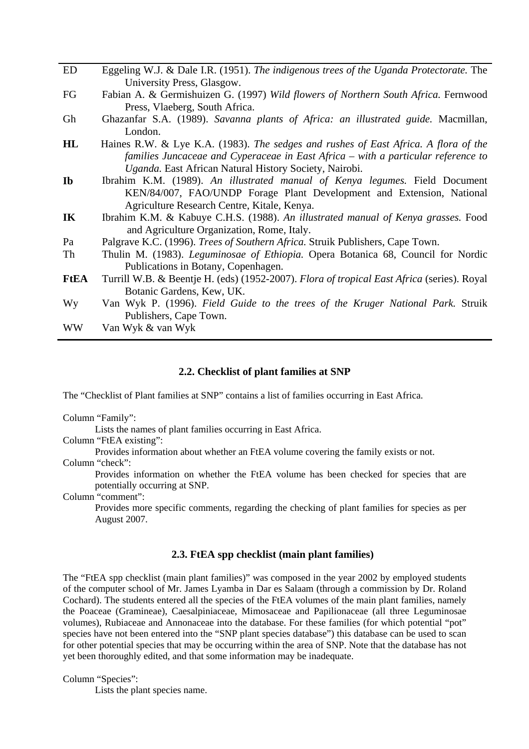| | |
|---|---|
| ED | Eggeling W.J. & Dale I.R. (1951). *The indigenous trees of the Uganda Protectorate.* The University Press, Glasgow. |
| FG | Fabian A. & Germishuizen G. (1997) *Wild flowers of Northern South Africa.* Fernwood Press, Vlaeberg, South Africa. |
| Gh | Ghazanfar S.A. (1989). *Savanna plants of Africa: an illustrated guide.* Macmillan, London. |
| **HL** | Haines R.W. & Lye K.A. (1983). *The sedges and rushes of East Africa. A flora of the families Juncaceae and Cyperaceae in East Africa – with a particular reference to Uganda.* East African Natural History Society, Nairobi. |
| **Ib** | Ibrahim K.M. (1989). *An illustrated manual of Kenya legumes.* Field Document KEN/84/007, FAO/UNDP Forage Plant Development and Extension, National Agriculture Research Centre, Kitale, Kenya. |
| **IK** | Ibrahim K.M. & Kabuye C.H.S. (1988). *An illustrated manual of Kenya grasses.* Food and Agriculture Organization, Rome, Italy. |
| Pa | Palgrave K.C. (1996). *Trees of Southern Africa.* Struik Publishers, Cape Town. |
| Th | Thulin M. (1983). *Leguminosae of Ethiopia.* Opera Botanica 68, Council for Nordic Publications in Botany, Copenhagen. |
| **FtEA** | Turrill W.B. & Beentje H. (eds) (1952-2007). *Flora of tropical East Africa* (series). Royal Botanic Gardens, Kew, UK. |
| Wy | Van Wyk P. (1996). *Field Guide to the trees of the Kruger National Park.* Struik Publishers, Cape Town. |
| WW | Van Wyk & van Wyk |

### 2.2. Checklist of plant families at SNP

The "Checklist of Plant families at SNP" contains a list of families occurring in East Africa.

Column "Family":

Lists the names of plant families occurring in East Africa.

Column "FtEA existing":

Provides information about whether an FtEA volume covering the family exists or not.

Column "check":

Provides information on whether the FtEA volume has been checked for species that are potentially occurring at SNP.

Column "comment":

Provides more specific comments, regarding the checking of plant families for species as per August 2007.

### 2.3. FtEA spp checklist (main plant families)

The "FtEA spp checklist (main plant families)" was composed in the year 2002 by employed students of the computer school of Mr. James Lyamba in Dar es Salaam (through a commission by Dr. Roland Cochard). The students entered all the species of the FtEA volumes of the main plant families, namely the Poaceae (Gramineae), Caesalpiniaceae, Mimosaceae and Papilionaceae (all three Leguminosae volumes), Rubiaceae and Annonaceae into the database. For these families (for which potential "pot" species have not been entered into the "SNP plant species database") this database can be used to scan for other potential species that may be occurring within the area of SNP. Note that the database has not yet been thoroughly edited, and that some information may be inadequate.

Column "Species":

Lists the plant species name.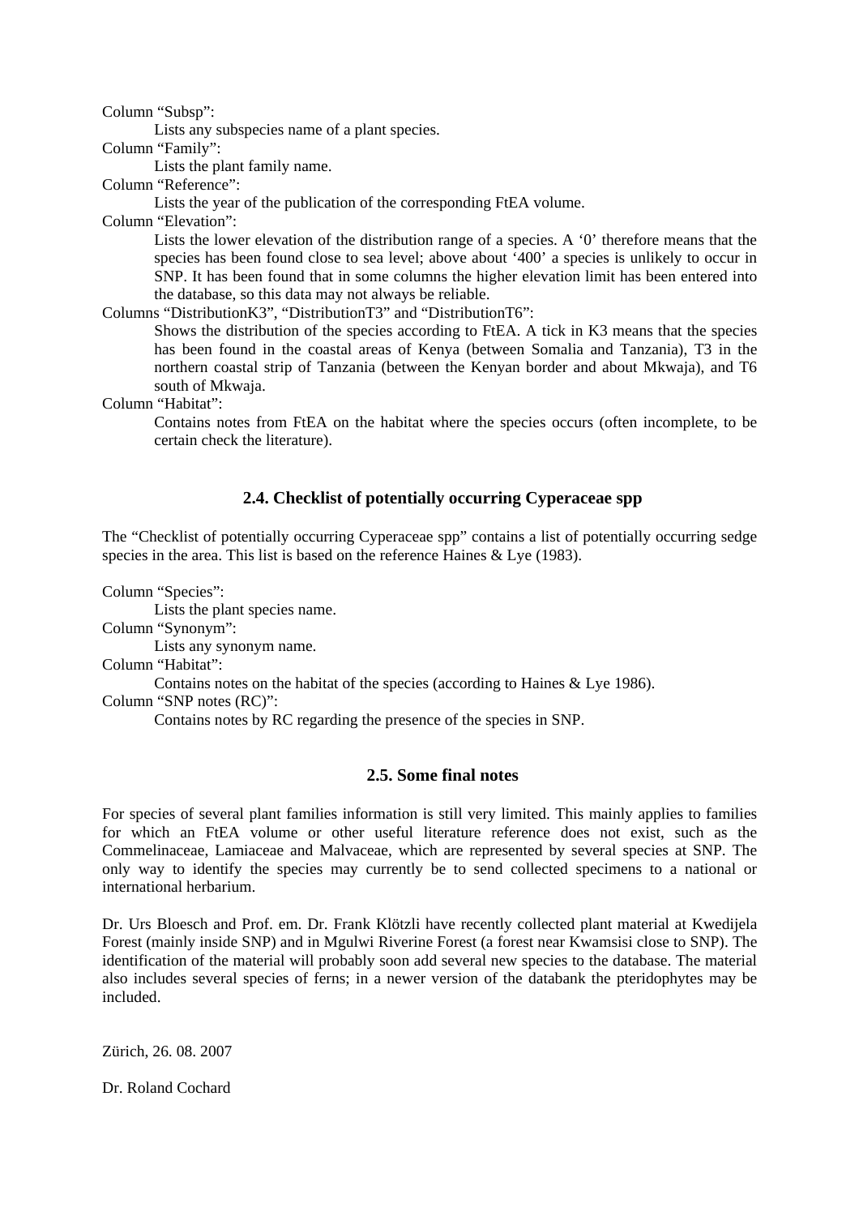Column “Subsp”:

Lists any subspecies name of a plant species.

Column “Family”:

Lists the plant family name.

Column “Reference”:

Lists the year of the publication of the corresponding FtEA volume.

Column “Elevation”:

Lists the lower elevation of the distribution range of a species. A ‘0’ therefore means that the species has been found close to sea level; above about ‘400’ a species is unlikely to occur in SNP. It has been found that in some columns the higher elevation limit has been entered into the database, so this data may not always be reliable.

Columns “DistributionK3”, “DistributionT3” and “DistributionT6”:

Shows the distribution of the species according to FtEA. A tick in K3 means that the species has been found in the coastal areas of Kenya (between Somalia and Tanzania), T3 in the northern coastal strip of Tanzania (between the Kenyan border and about Mkwaja), and T6 south of Mkwaja.

Column “Habitat”:

Contains notes from FtEA on the habitat where the species occurs (often incomplete, to be certain check the literature).

### 2.4. Checklist of potentially occurring Cyperaceae spp

The “Checklist of potentially occurring Cyperaceae spp” contains a list of potentially occurring sedge species in the area. This list is based on the reference Haines & Lye (1983).

Column “Species”:

Lists the plant species name.

Column “Synonym”:

Lists any synonym name.

Column “Habitat”:

Contains notes on the habitat of the species (according to Haines & Lye 1986).

Column “SNP notes (RC)”:

Contains notes by RC regarding the presence of the species in SNP.

### 2.5. Some final notes

For species of several plant families information is still very limited. This mainly applies to families for which an FtEA volume or other useful literature reference does not exist, such as the Commelinaceae, Lamiaceae and Malvaceae, which are represented by several species at SNP. The only way to identify the species may currently be to send collected specimens to a national or international herbarium.

Dr. Urs Bloesch and Prof. em. Dr. Frank Klötzli have recently collected plant material at Kwedijela Forest (mainly inside SNP) and in Mgulwi Riverine Forest (a forest near Kwamsisi close to SNP). The identification of the material will probably soon add several new species to the database. The material also includes several species of ferns; in a newer version of the databank the pteridophytes may be included.

Zürich, 26. 08. 2007

Dr. Roland Cochard